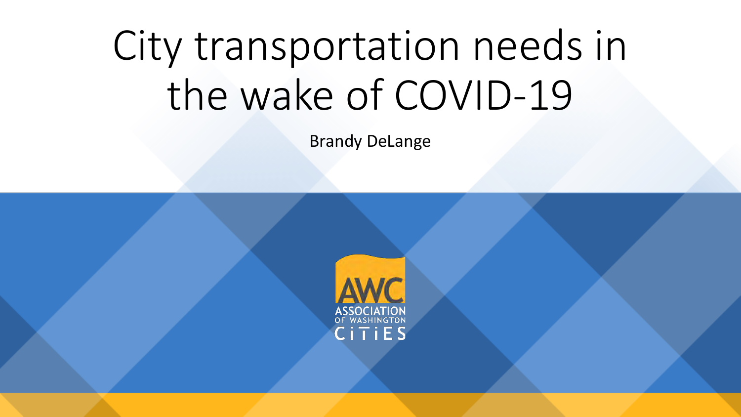# City transportation needs in the wake of COVID-19

Brandy DeLange

AWC
ASSOCIATION OF WASHINGTON CITIES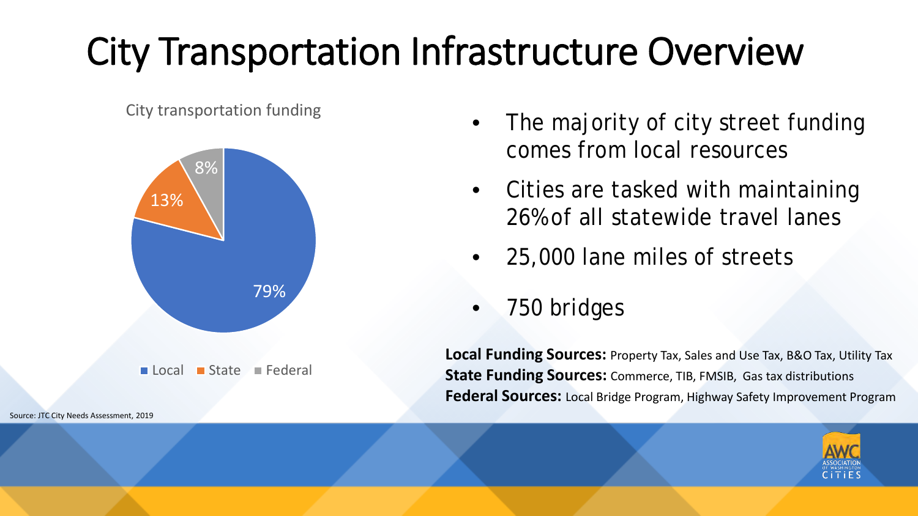# City Transportation Infrastructure Overview

City transportation funding

| Source | Share |
|---|---|
| Local | 79% |
| State | 13% |
| Federal | 8% |

Source: JTC City Needs Assessment, 2019

- The majority of city street funding comes from local resources
- Cities are tasked with maintaining 26% of all statewide travel lanes
- 25,000 lane miles of streets
- 750 bridges

**Local Funding Sources:** Property Tax, Sales and Use Tax, B&O Tax, Utility Tax
**State Funding Sources:** Commerce, TIB, FMSIB, Gas tax distributions
**Federal Sources:** Local Bridge Program, Highway Safety Improvement Program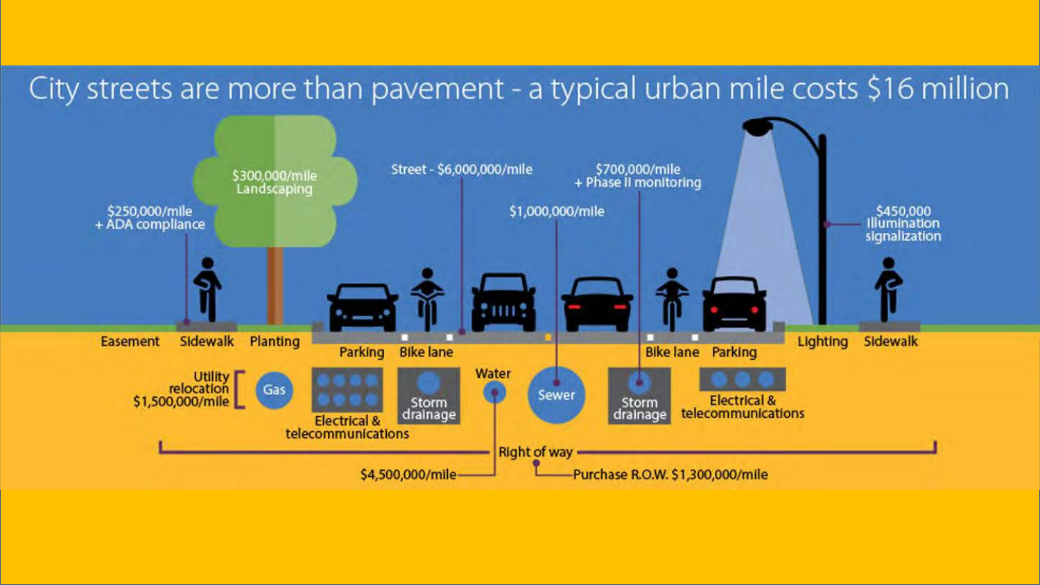# City streets are more than pavement - a typical urban mile costs $16 million

$250,000/mile
+ ADA compliance

$300,000/mile
Landscaping

Street - $6,000,000/mile

$1,000,000/mile

$700,000/mile
+ Phase II monitoring

$450,000
Illumination
signalization

Easement | Sidewalk | Planting | Parking | Bike lane | Bike lane | Parking | Lighting | Sidewalk

Utility relocation $1,500,000/mile

Gas

Electrical & telecommunications

Storm drainage

Water

Sewer

Storm drainage

Electrical & telecommunications

Right of way

$4,500,000/mile

Purchase R.O.W. $1,300,000/mile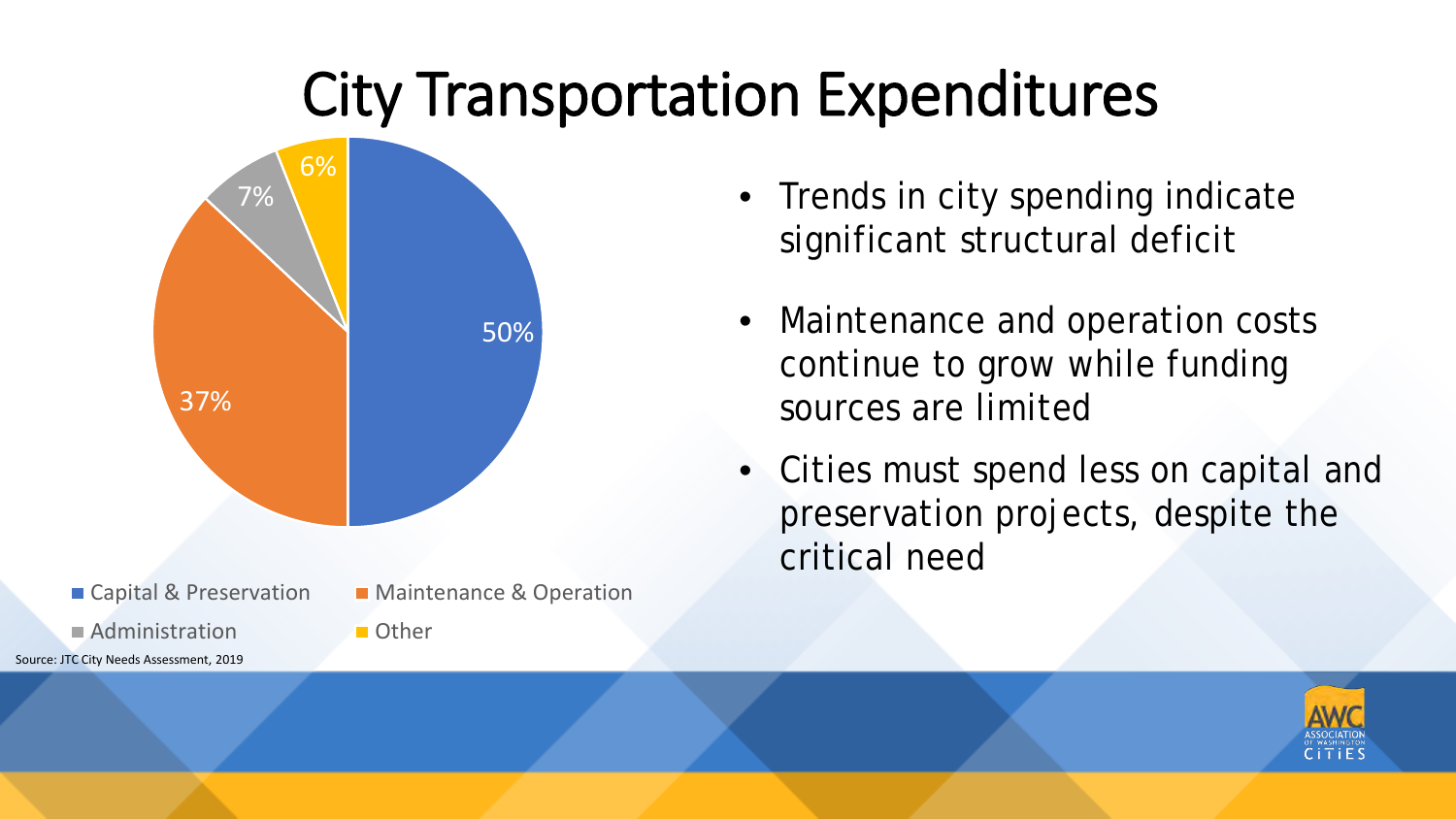# City Transportation Expenditures

- Trends in city spending indicate significant structural deficit
- Maintenance and operation costs continue to grow while funding sources are limited
- Cities must spend less on capital and preservation projects, despite the critical need

| Category | Share |
| --- | --- |
| Capital & Preservation | 50% |
| Maintenance & Operation | 37% |
| Administration | 7% |
| Other | 6% |

Source: JTC City Needs Assessment, 2019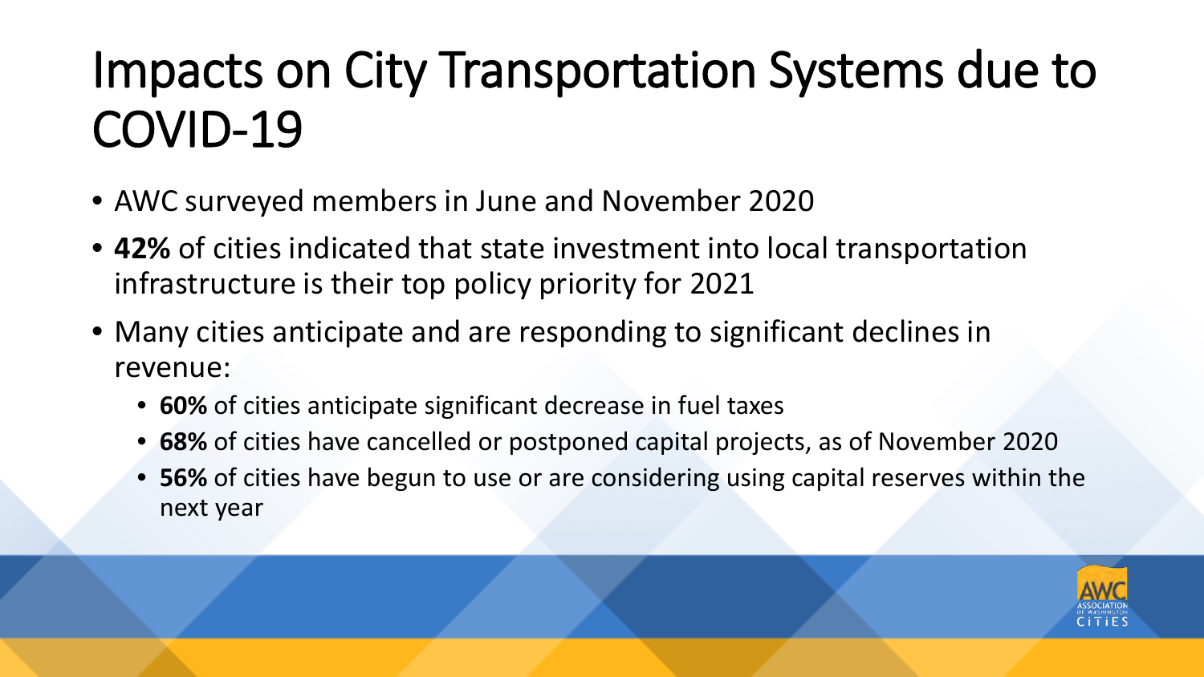# Impacts on City Transportation Systems due to COVID-19

- AWC surveyed members in June and November 2020
- **42%** of cities indicated that state investment into local transportation infrastructure is their top policy priority for 2021
- Many cities anticipate and are responding to significant declines in revenue:
  - **60%** of cities anticipate significant decrease in fuel taxes
  - **68%** of cities have cancelled or postponed capital projects, as of November 2020
  - **56%** of cities have begun to use or are considering using capital reserves within the next year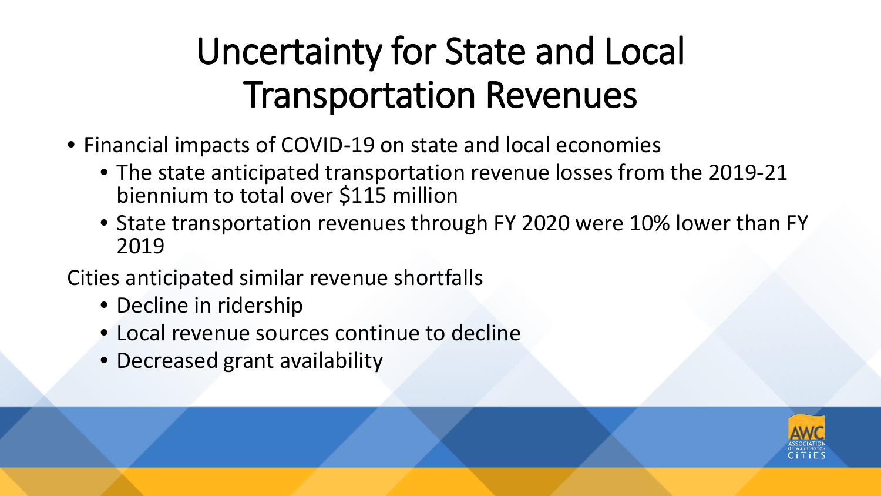# Uncertainty for State and Local Transportation Revenues

- Financial impacts of COVID-19 on state and local economies
  - The state anticipated transportation revenue losses from the 2019-21 biennium to total over $115 million
  - State transportation revenues through FY 2020 were 10% lower than FY 2019

Cities anticipated similar revenue shortfalls

  - Decline in ridership
  - Local revenue sources continue to decline
  - Decreased grant availability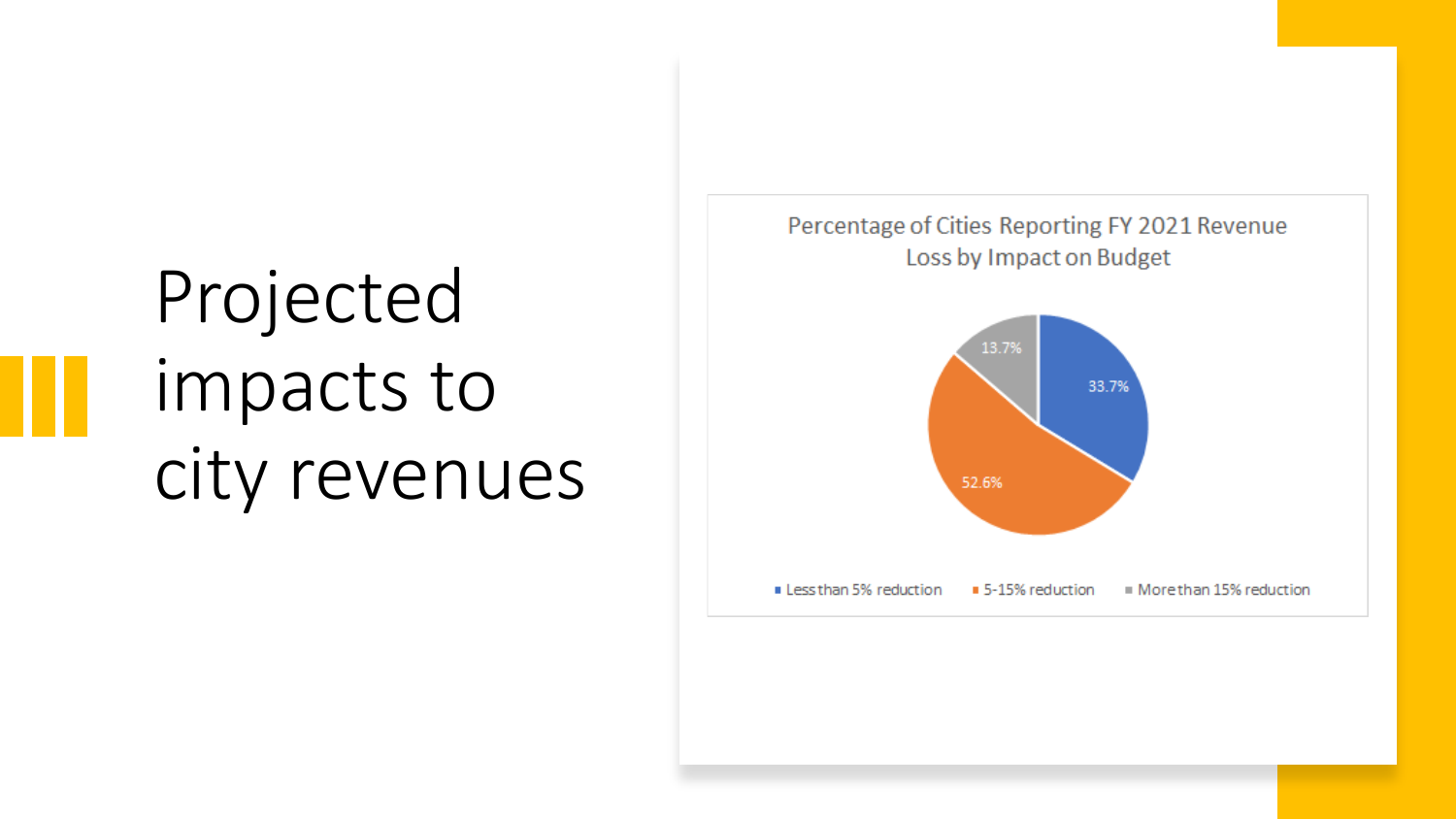# Projected impacts to city revenues

**Percentage of Cities Reporting FY 2021 Revenue Loss by Impact on Budget**

| Impact on Budget | Percentage of Cities |
| --- | --- |
| Less than 5% reduction | 33.7% |
| 5-15% reduction | 52.6% |
| More than 15% reduction | 13.7% |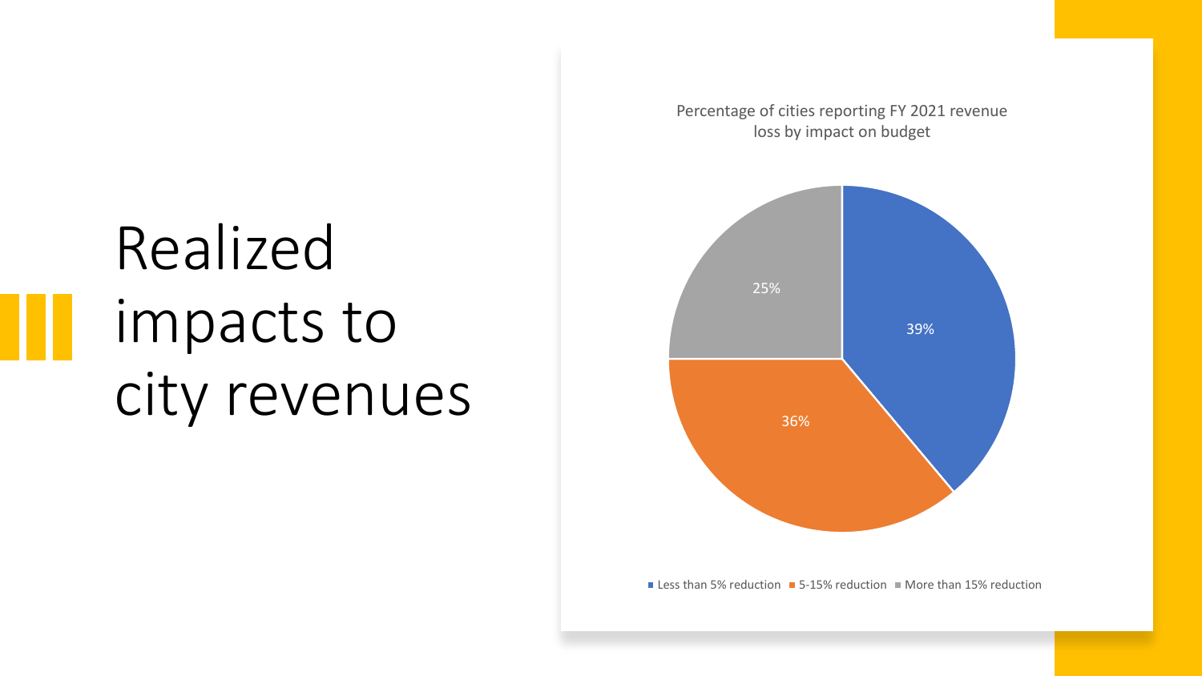# Realized impacts to city revenues

Percentage of cities reporting FY 2021 revenue loss by impact on budget

| Impact on budget | Percentage of cities |
|---|---|
| Less than 5% reduction | 39% |
| 5-15% reduction | 36% |
| More than 15% reduction | 25% |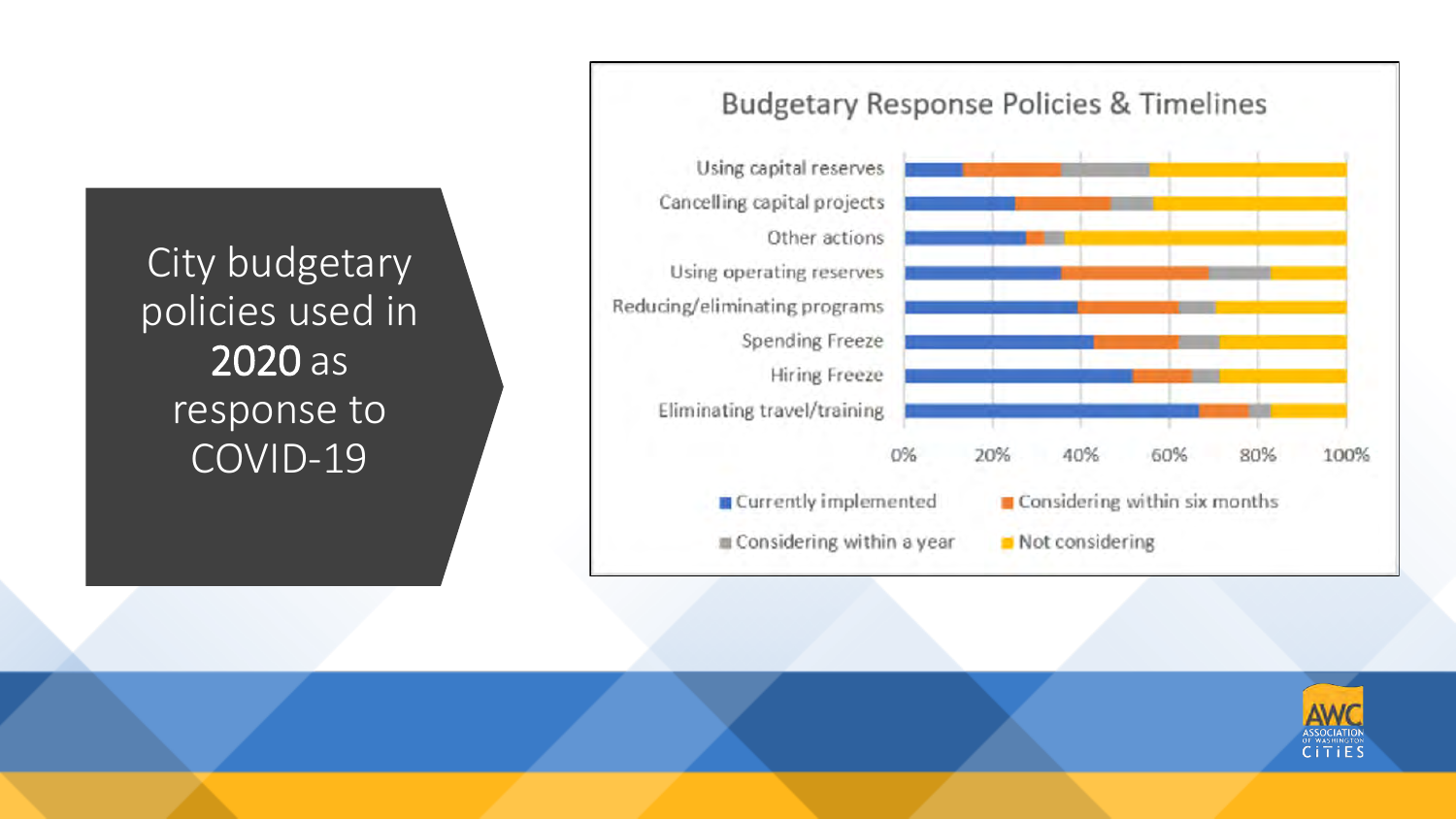City budgetary policies used in **2020** as response to COVID-19

## Budgetary Response Policies & Timelines

Using capital reserves

Cancelling capital projects

Other actions

Using operating reserves

Reducing/eliminating programs

Spending Freeze

Hiring Freeze

Eliminating travel/training

0% 20% 40% 60% 80% 100%

- Currently implemented
- Considering within six months
- Considering within a year
- Not considering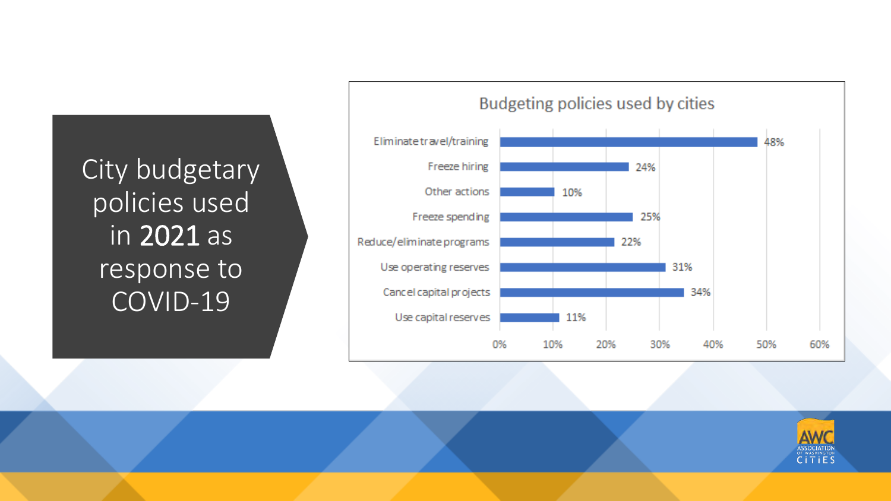# City budgetary policies used in **2021** as response to COVID-19

**Budgeting policies used by cities**

| Policy | Percent |
|---|---|
| Eliminate travel/training | 48% |
| Freeze hiring | 24% |
| Other actions | 10% |
| Freeze spending | 25% |
| Reduce/eliminate programs | 22% |
| Use operating reserves | 31% |
| Cancel capital projects | 34% |
| Use capital reserves | 11% |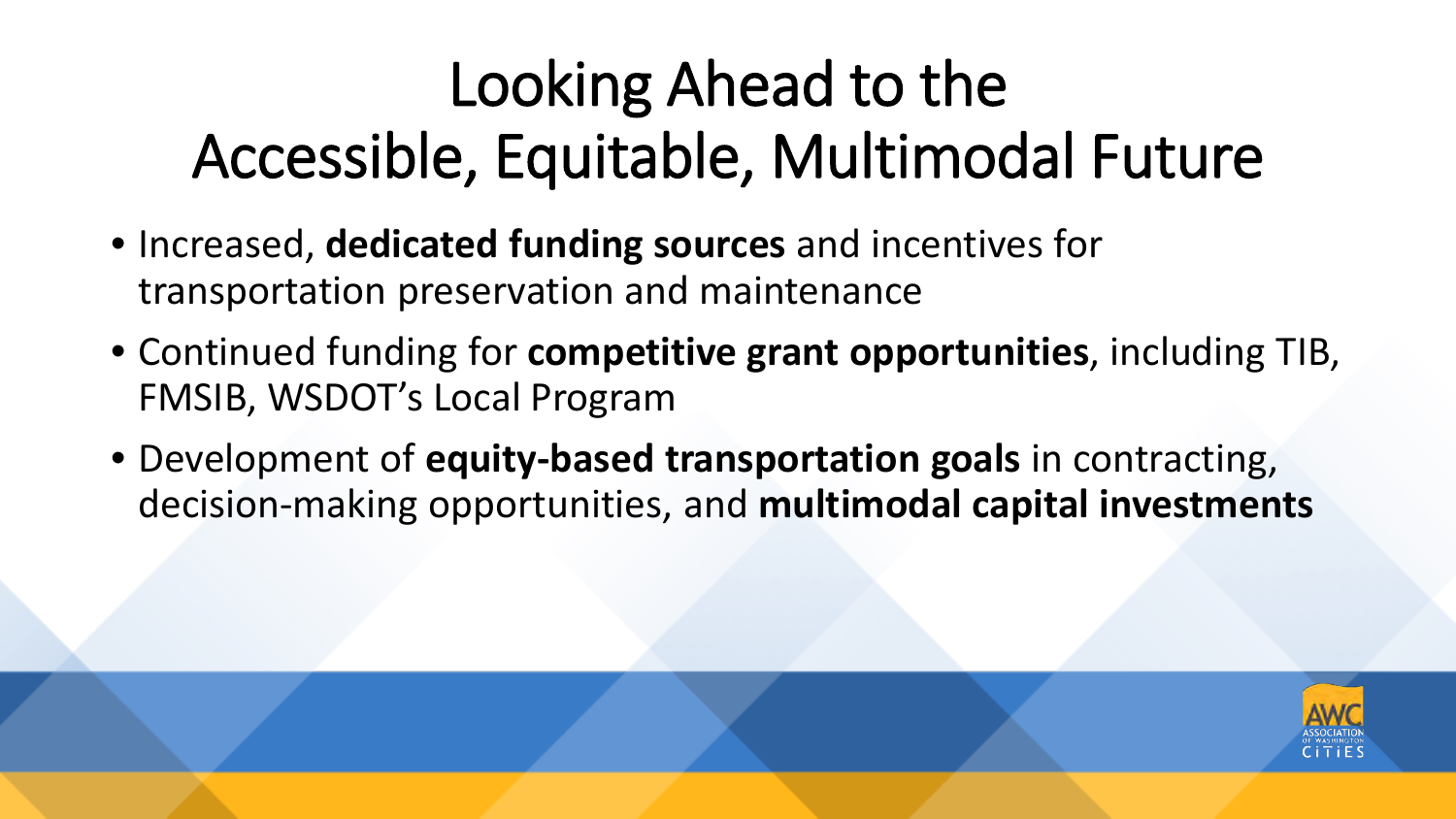# Looking Ahead to the Accessible, Equitable, Multimodal Future

- Increased, **dedicated funding sources** and incentives for transportation preservation and maintenance
- Continued funding for **competitive grant opportunities**, including TIB, FMSIB, WSDOT's Local Program
- Development of **equity-based transportation goals** in contracting, decision-making opportunities, and **multimodal capital investments**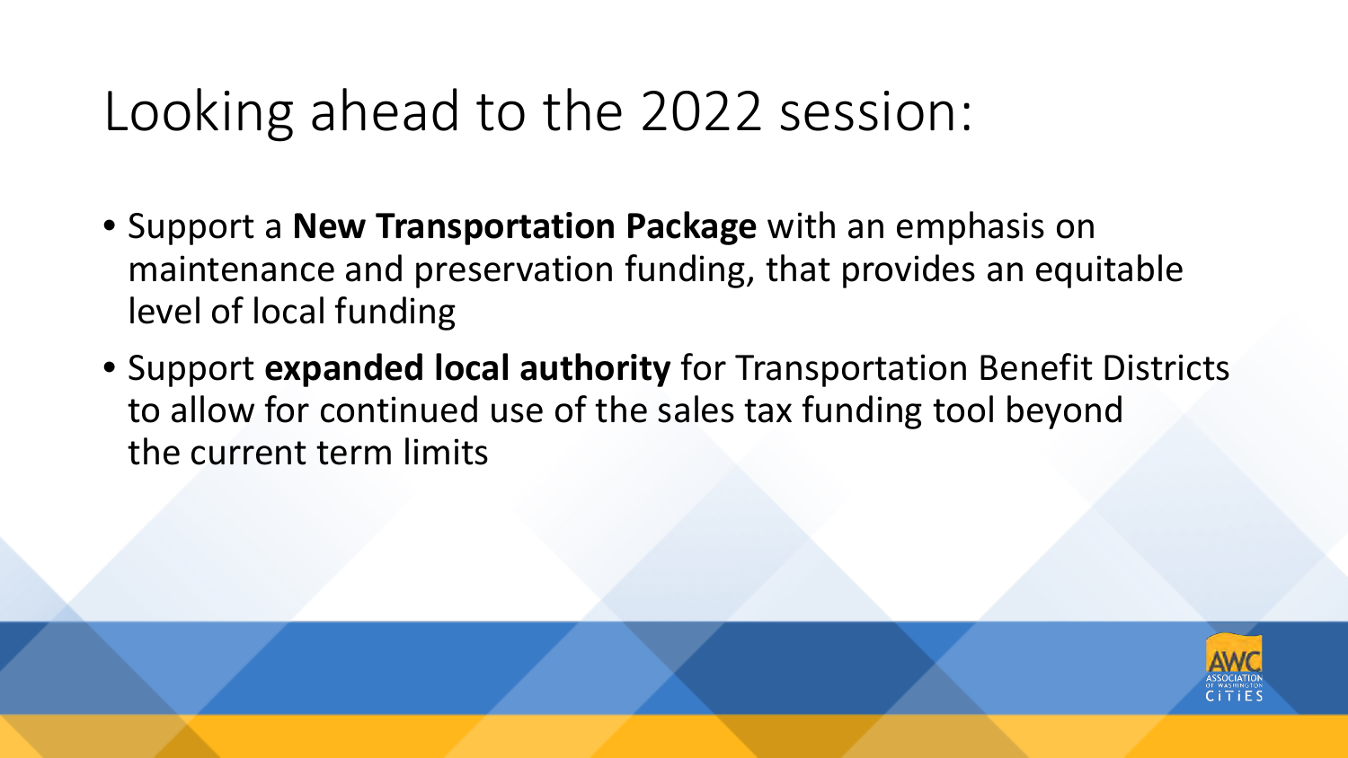# Looking ahead to the 2022 session:

- Support a **New Transportation Package** with an emphasis on maintenance and preservation funding, that provides an equitable level of local funding
- Support **expanded local authority** for Transportation Benefit Districts to allow for continued use of the sales tax funding tool beyond the current term limits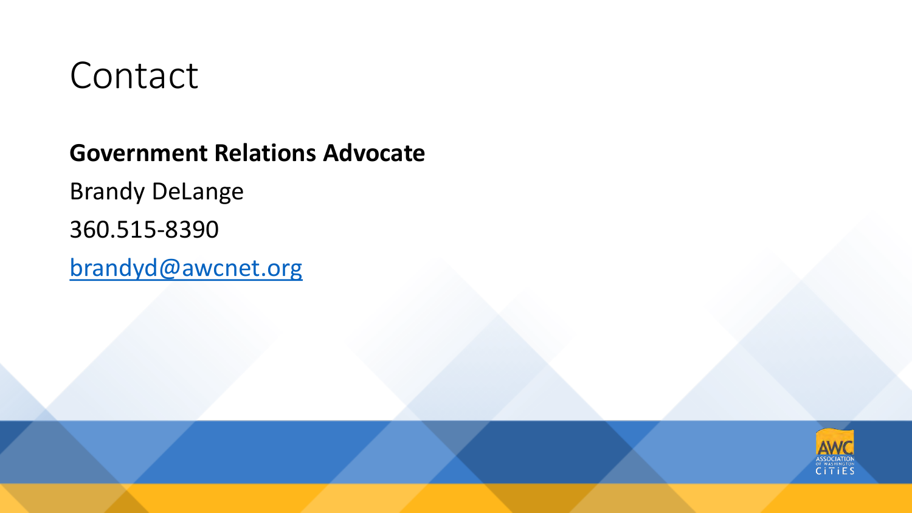# Contact

**Government Relations Advocate**

Brandy DeLange

360.515-8390

brandyd@awcnet.org